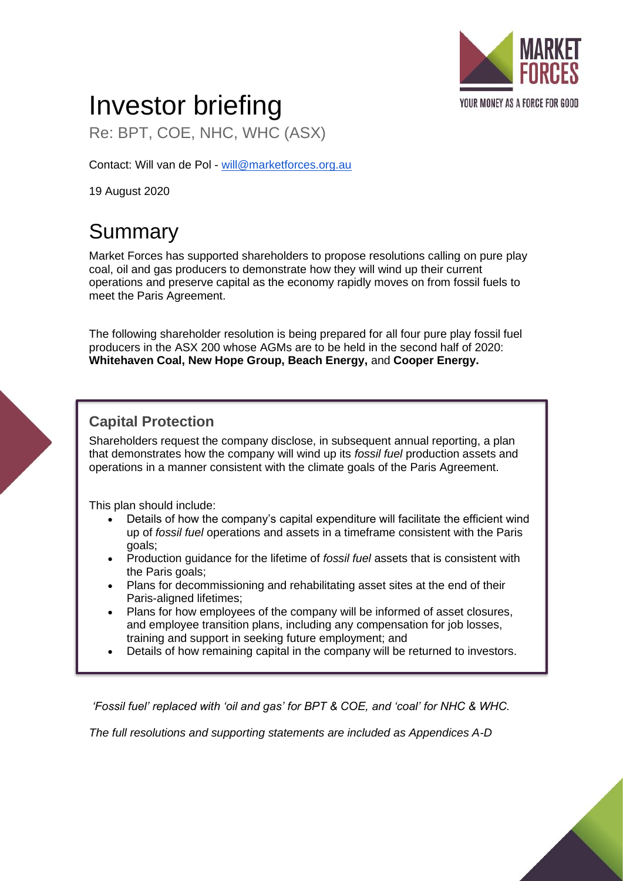# Investor briefing

Re: BPT, COE, NHC, WHC (ASX)

Contact: Will van de Pol - will@marketforces.org.au

19 August 2020

## Summary

Market Forces has supported shareholders to propose resolutions calling on pure play coal, oil and gas producers to demonstrate how they will wind up their current operations and preserve capital as the economy rapidly moves on from fossil fuels to meet the Paris Agreement.

The following shareholder resolution is being prepared for all four pure play fossil fuel producers in the ASX 200 whose AGMs are to be held in the second half of 2020: **Whitehaven Coal, New Hope Group, Beach Energy,** and **Cooper Energy.**

### Capital Protection

Shareholders request the company disclose, in subsequent annual reporting, a plan that demonstrates how the company will wind up its *fossil fuel* production assets and operations in a manner consistent with the climate goals of the Paris Agreement.

This plan should include:

- Details of how the company's capital expenditure will facilitate the efficient wind up of *fossil fuel* operations and assets in a timeframe consistent with the Paris goals;
- Production guidance for the lifetime of *fossil fuel* assets that is consistent with the Paris goals;
- Plans for decommissioning and rehabilitating asset sites at the end of their Paris-aligned lifetimes;
- Plans for how employees of the company will be informed of asset closures, and employee transition plans, including any compensation for job losses, training and support in seeking future employment; and
- Details of how remaining capital in the company will be returned to investors.

*'Fossil fuel' replaced with 'oil and gas' for BPT & COE, and 'coal' for NHC & WHC.*

*The full resolutions and supporting statements are included as Appendices A-D*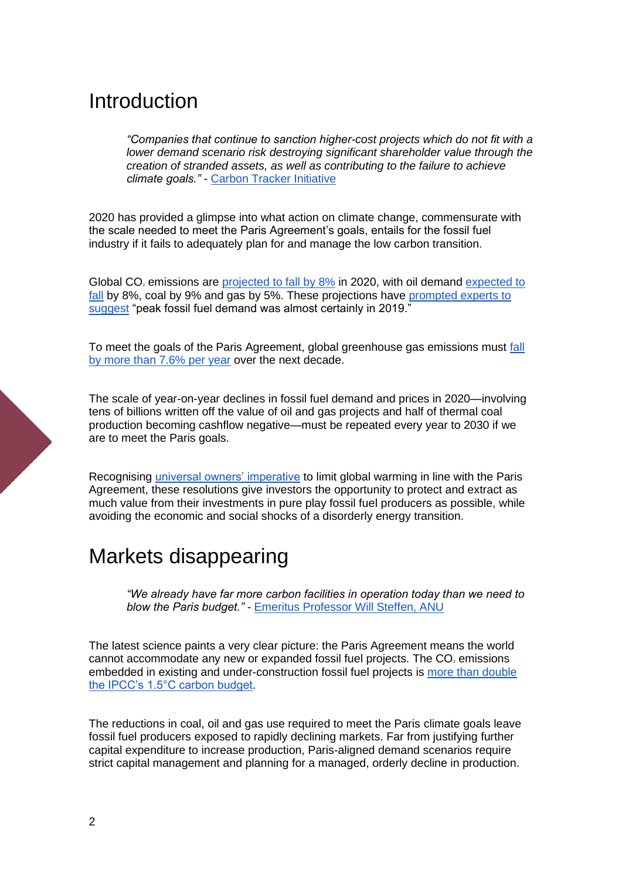# Introduction

> *"Companies that continue to sanction higher-cost projects which do not fit with a lower demand scenario risk destroying significant shareholder value through the creation of stranded assets, as well as contributing to the failure to achieve climate goals."* - Carbon Tracker Initiative

2020 has provided a glimpse into what action on climate change, commensurate with the scale needed to meet the Paris Agreement's goals, entails for the fossil fuel industry if it fails to adequately plan for and manage the low carbon transition.

Global $CO_2$ emissions are projected to fall by 8% in 2020, with oil demand expected to fall by 8%, coal by 9% and gas by 5%. These projections have prompted experts to suggest "peak fossil fuel demand was almost certainly in 2019."

To meet the goals of the Paris Agreement, global greenhouse gas emissions must fall by more than 7.6% per year over the next decade.

The scale of year-on-year declines in fossil fuel demand and prices in 2020—involving tens of billions written off the value of oil and gas projects and half of thermal coal production becoming cashflow negative—must be repeated every year to 2030 if we are to meet the Paris goals.

Recognising universal owners' imperative to limit global warming in line with the Paris Agreement, these resolutions give investors the opportunity to protect and extract as much value from their investments in pure play fossil fuel producers as possible, while avoiding the economic and social shocks of a disorderly energy transition.

# Markets disappearing

> *"We already have far more carbon facilities in operation today than we need to blow the Paris budget."* - Emeritus Professor Will Steffen, ANU

The latest science paints a very clear picture: the Paris Agreement means the world cannot accommodate any new or expanded fossil fuel projects. The $CO_2$ emissions embedded in existing and under-construction fossil fuel projects is more than double the IPCC's 1.5°C carbon budget.

The reductions in coal, oil and gas use required to meet the Paris climate goals leave fossil fuel producers exposed to rapidly declining markets. Far from justifying further capital expenditure to increase production, Paris-aligned demand scenarios require strict capital management and planning for a managed, orderly decline in production.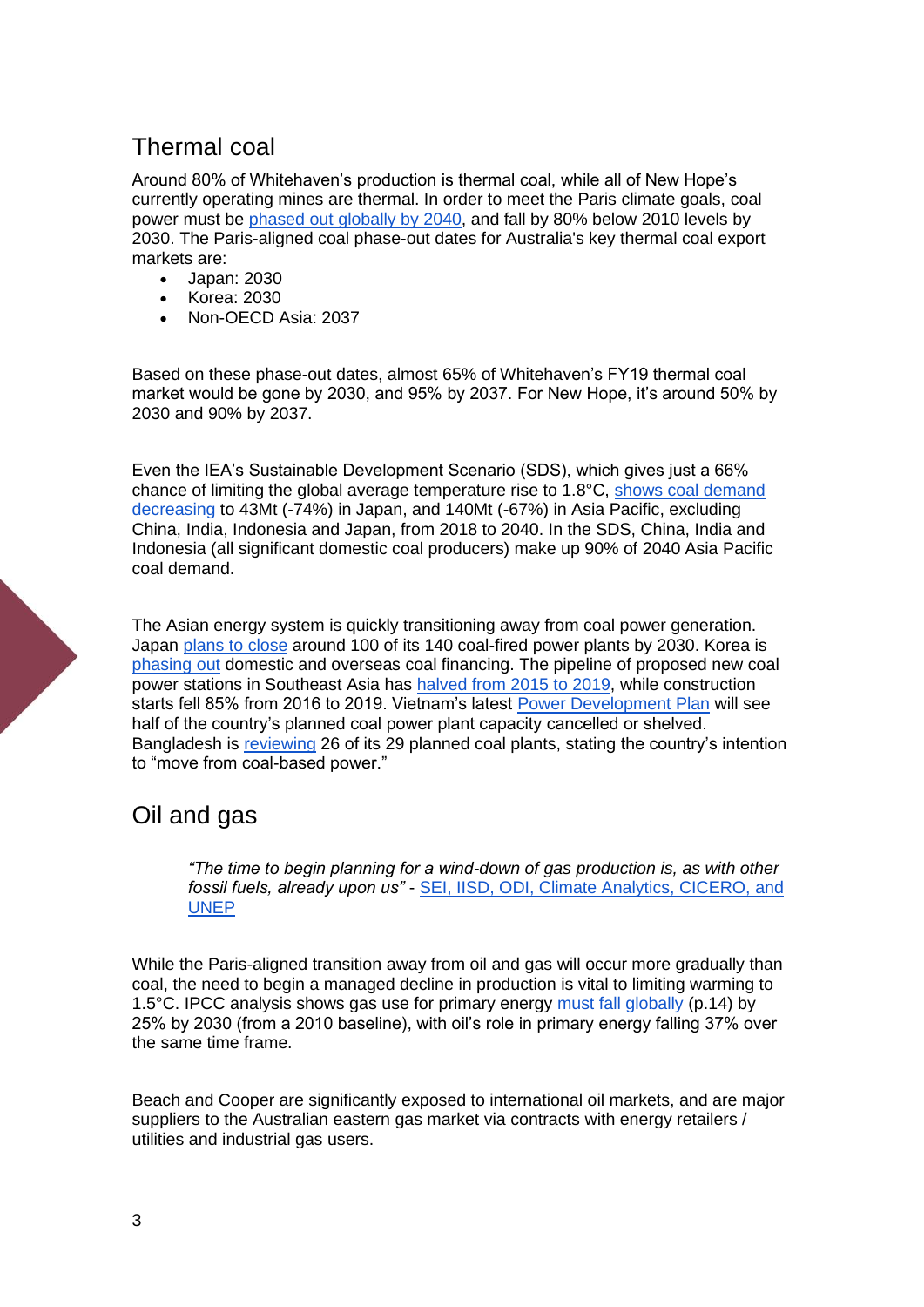## Thermal coal

Around 80% of Whitehaven's production is thermal coal, while all of New Hope's currently operating mines are thermal. In order to meet the Paris climate goals, coal power must be phased out globally by 2040, and fall by 80% below 2010 levels by 2030. The Paris-aligned coal phase-out dates for Australia's key thermal coal export markets are:

- Japan: 2030
- Korea: 2030
- Non-OECD Asia: 2037

Based on these phase-out dates, almost 65% of Whitehaven's FY19 thermal coal market would be gone by 2030, and 95% by 2037. For New Hope, it's around 50% by 2030 and 90% by 2037.

Even the IEA's Sustainable Development Scenario (SDS), which gives just a 66% chance of limiting the global average temperature rise to 1.8°C, shows coal demand decreasing to 43Mt (-74%) in Japan, and 140Mt (-67%) in Asia Pacific, excluding China, India, Indonesia and Japan, from 2018 to 2040. In the SDS, China, India and Indonesia (all significant domestic coal producers) make up 90% of 2040 Asia Pacific coal demand.

The Asian energy system is quickly transitioning away from coal power generation. Japan plans to close around 100 of its 140 coal-fired power plants by 2030. Korea is phasing out domestic and overseas coal financing. The pipeline of proposed new coal power stations in Southeast Asia has halved from 2015 to 2019, while construction starts fell 85% from 2016 to 2019. Vietnam's latest Power Development Plan will see half of the country's planned coal power plant capacity cancelled or shelved. Bangladesh is reviewing 26 of its 29 planned coal plants, stating the country's intention to "move from coal-based power."

## Oil and gas

> *"The time to begin planning for a wind-down of gas production is, as with other fossil fuels, already upon us"* - SEI, IISD, ODI, Climate Analytics, CICERO, and UNEP

While the Paris-aligned transition away from oil and gas will occur more gradually than coal, the need to begin a managed decline in production is vital to limiting warming to 1.5°C. IPCC analysis shows gas use for primary energy must fall globally (p.14) by 25% by 2030 (from a 2010 baseline), with oil's role in primary energy falling 37% over the same time frame.

Beach and Cooper are significantly exposed to international oil markets, and are major suppliers to the Australian eastern gas market via contracts with energy retailers / utilities and industrial gas users.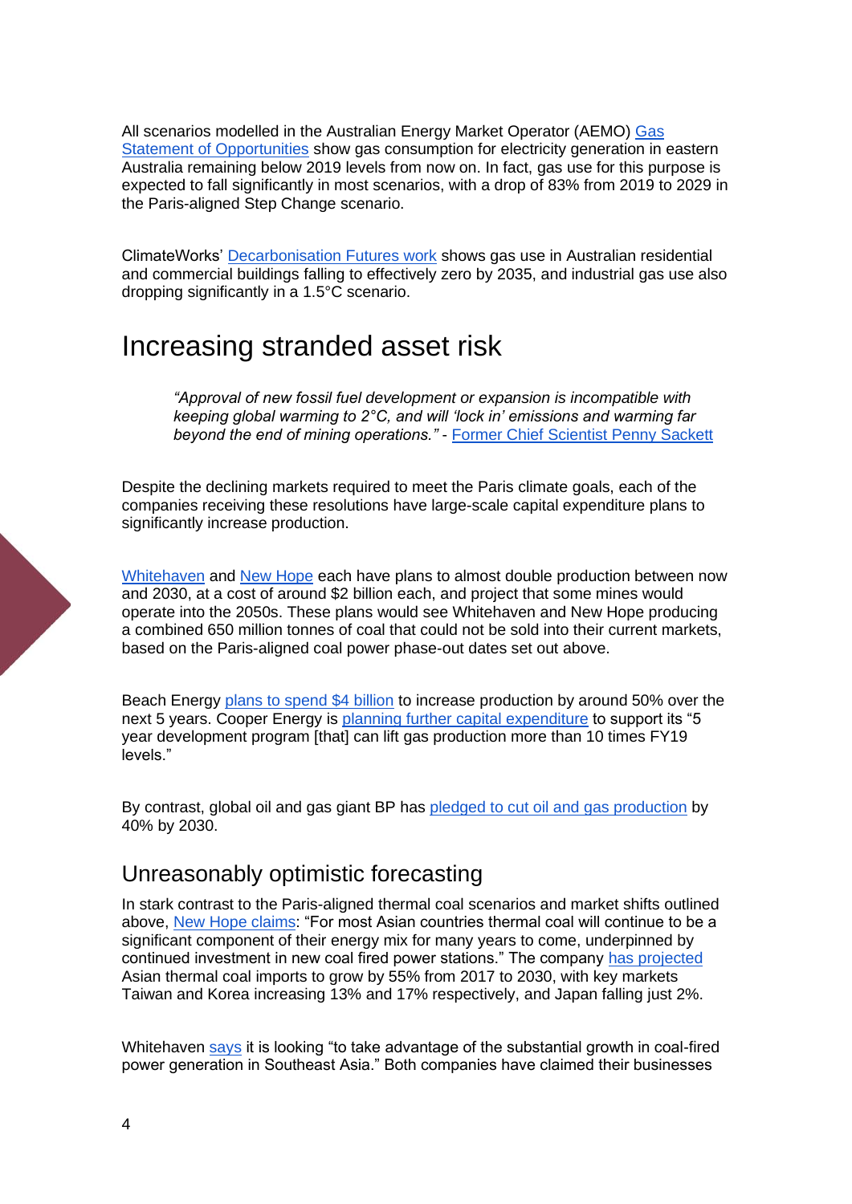All scenarios modelled in the Australian Energy Market Operator (AEMO) Gas Statement of Opportunities show gas consumption for electricity generation in eastern Australia remaining below 2019 levels from now on. In fact, gas use for this purpose is expected to fall significantly in most scenarios, with a drop of 83% from 2019 to 2029 in the Paris-aligned Step Change scenario.

ClimateWorks' Decarbonisation Futures work shows gas use in Australian residential and commercial buildings falling to effectively zero by 2035, and industrial gas use also dropping significantly in a 1.5°C scenario.

# Increasing stranded asset risk

> *"Approval of new fossil fuel development or expansion is incompatible with keeping global warming to 2°C, and will 'lock in' emissions and warming far beyond the end of mining operations."* - Former Chief Scientist Penny Sackett

Despite the declining markets required to meet the Paris climate goals, each of the companies receiving these resolutions have large-scale capital expenditure plans to significantly increase production.

Whitehaven and New Hope each have plans to almost double production between now and 2030, at a cost of around $2 billion each, and project that some mines would operate into the 2050s. These plans would see Whitehaven and New Hope producing a combined 650 million tonnes of coal that could not be sold into their current markets, based on the Paris-aligned coal power phase-out dates set out above.

Beach Energy plans to spend $4 billion to increase production by around 50% over the next 5 years. Cooper Energy is planning further capital expenditure to support its "5 year development program [that] can lift gas production more than 10 times FY19 levels."

By contrast, global oil and gas giant BP has pledged to cut oil and gas production by 40% by 2030.

## Unreasonably optimistic forecasting

In stark contrast to the Paris-aligned thermal coal scenarios and market shifts outlined above, New Hope claims: "For most Asian countries thermal coal will continue to be a significant component of their energy mix for many years to come, underpinned by continued investment in new coal fired power stations." The company has projected Asian thermal coal imports to grow by 55% from 2017 to 2030, with key markets Taiwan and Korea increasing 13% and 17% respectively, and Japan falling just 2%.

Whitehaven says it is looking "to take advantage of the substantial growth in coal-fired power generation in Southeast Asia." Both companies have claimed their businesses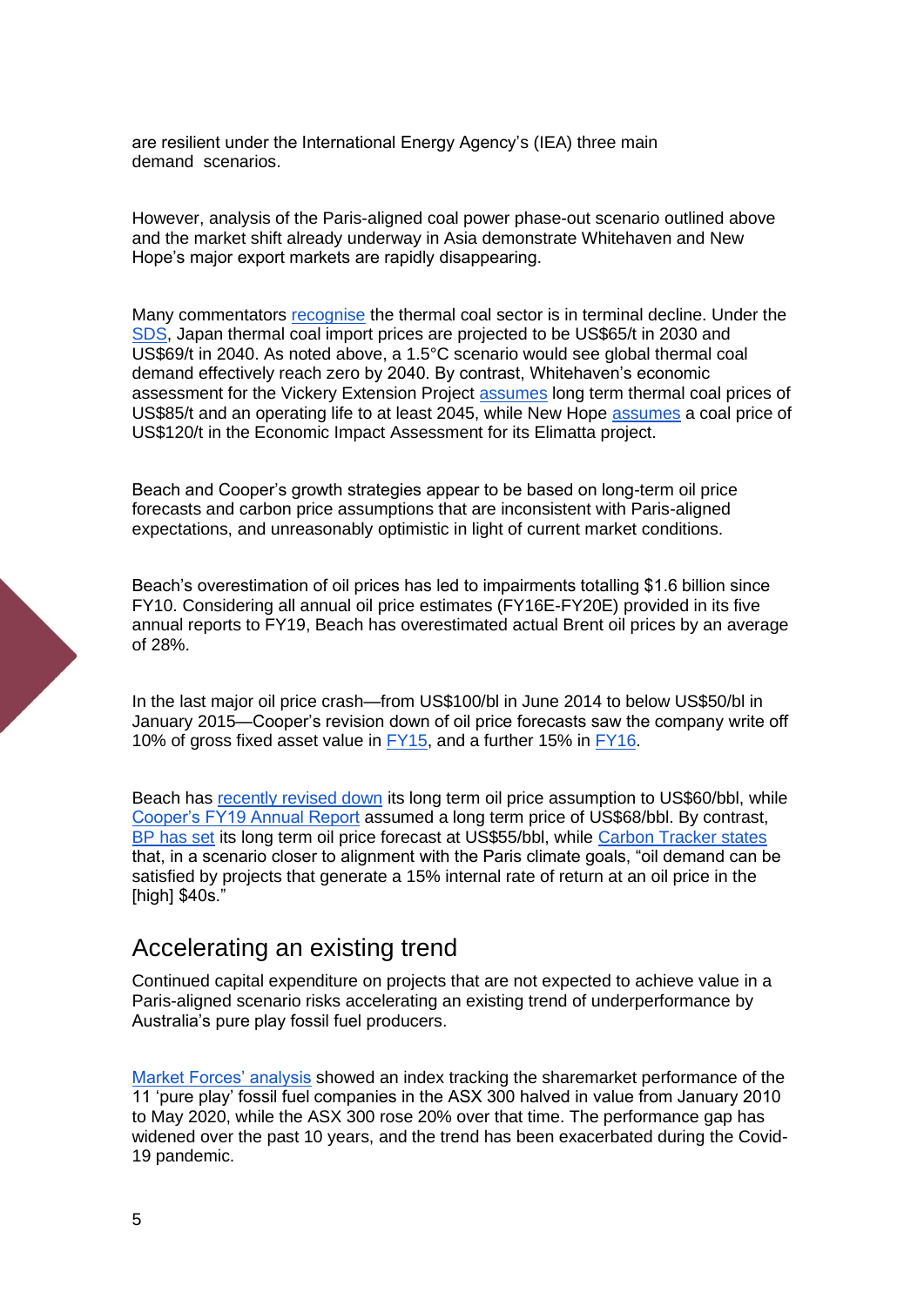are resilient under the International Energy Agency's (IEA) three main demand scenarios.

However, analysis of the Paris-aligned coal power phase-out scenario outlined above and the market shift already underway in Asia demonstrate Whitehaven and New Hope's major export markets are rapidly disappearing.

Many commentators recognise the thermal coal sector is in terminal decline. Under the SDS, Japan thermal coal import prices are projected to be US$65/t in 2030 and US$69/t in 2040. As noted above, a 1.5°C scenario would see global thermal coal demand effectively reach zero by 2040. By contrast, Whitehaven's economic assessment for the Vickery Extension Project assumes long term thermal coal prices of US$85/t and an operating life to at least 2045, while New Hope assumes a coal price of US$120/t in the Economic Impact Assessment for its Elimatta project.

Beach and Cooper's growth strategies appear to be based on long-term oil price forecasts and carbon price assumptions that are inconsistent with Paris-aligned expectations, and unreasonably optimistic in light of current market conditions.

Beach's overestimation of oil prices has led to impairments totalling $1.6 billion since FY10. Considering all annual oil price estimates (FY16E-FY20E) provided in its five annual reports to FY19, Beach has overestimated actual Brent oil prices by an average of 28%.

In the last major oil price crash—from US$100/bl in June 2014 to below US$50/bl in January 2015—Cooper's revision down of oil price forecasts saw the company write off 10% of gross fixed asset value in FY15, and a further 15% in FY16.

Beach has recently revised down its long term oil price assumption to US$60/bbl, while Cooper's FY19 Annual Report assumed a long term price of US$68/bbl. By contrast, BP has set its long term oil price forecast at US$55/bbl, while Carbon Tracker states that, in a scenario closer to alignment with the Paris climate goals, "oil demand can be satisfied by projects that generate a 15% internal rate of return at an oil price in the [high] $40s."

## Accelerating an existing trend

Continued capital expenditure on projects that are not expected to achieve value in a Paris-aligned scenario risks accelerating an existing trend of underperformance by Australia's pure play fossil fuel producers.

Market Forces' analysis showed an index tracking the sharemarket performance of the 11 'pure play' fossil fuel companies in the ASX 300 halved in value from January 2010 to May 2020, while the ASX 300 rose 20% over that time. The performance gap has widened over the past 10 years, and the trend has been exacerbated during the Covid-19 pandemic.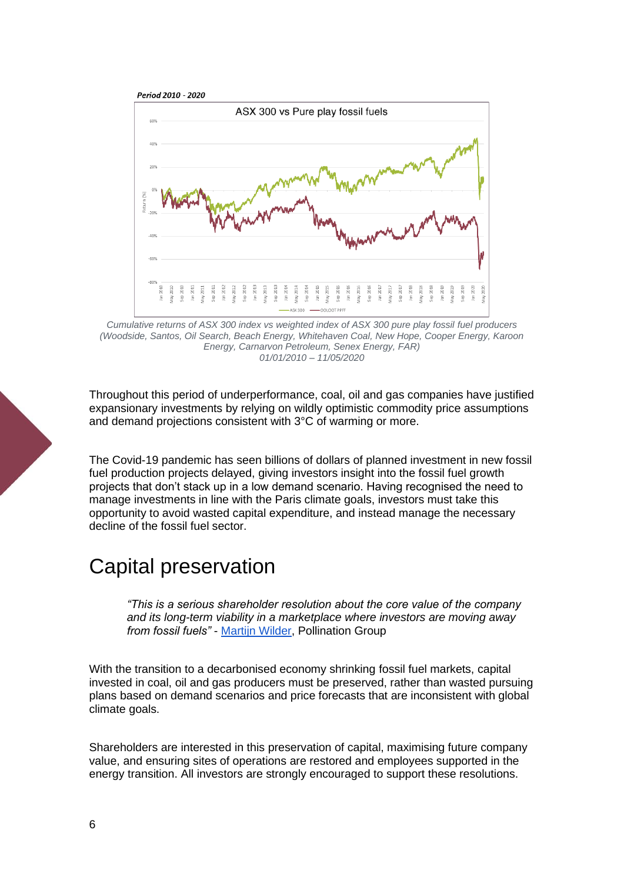*Period 2010 - 2020*

*Cumulative returns of ASX 300 index vs weighted index of ASX 300 pure play fossil fuel producers (Woodside, Santos, Oil Search, Beach Energy, Whitehaven Coal, New Hope, Cooper Energy, Karoon Energy, Carnarvon Petroleum, Senex Energy, FAR) 01/01/2010 – 11/05/2020*

Throughout this period of underperformance, coal, oil and gas companies have justified expansionary investments by relying on wildly optimistic commodity price assumptions and demand projections consistent with 3°C of warming or more.

The Covid-19 pandemic has seen billions of dollars of planned investment in new fossil fuel production projects delayed, giving investors insight into the fossil fuel growth projects that don't stack up in a low demand scenario. Having recognised the need to manage investments in line with the Paris climate goals, investors must take this opportunity to avoid wasted capital expenditure, and instead manage the necessary decline of the fossil fuel sector.

# Capital preservation

> *"This is a serious shareholder resolution about the core value of the company and its long-term viability in a marketplace where investors are moving away from fossil fuels"* - Martijn Wilder, Pollination Group

With the transition to a decarbonised economy shrinking fossil fuel markets, capital invested in coal, oil and gas producers must be preserved, rather than wasted pursuing plans based on demand scenarios and price forecasts that are inconsistent with global climate goals.

Shareholders are interested in this preservation of capital, maximising future company value, and ensuring sites of operations are restored and employees supported in the energy transition. All investors are strongly encouraged to support these resolutions.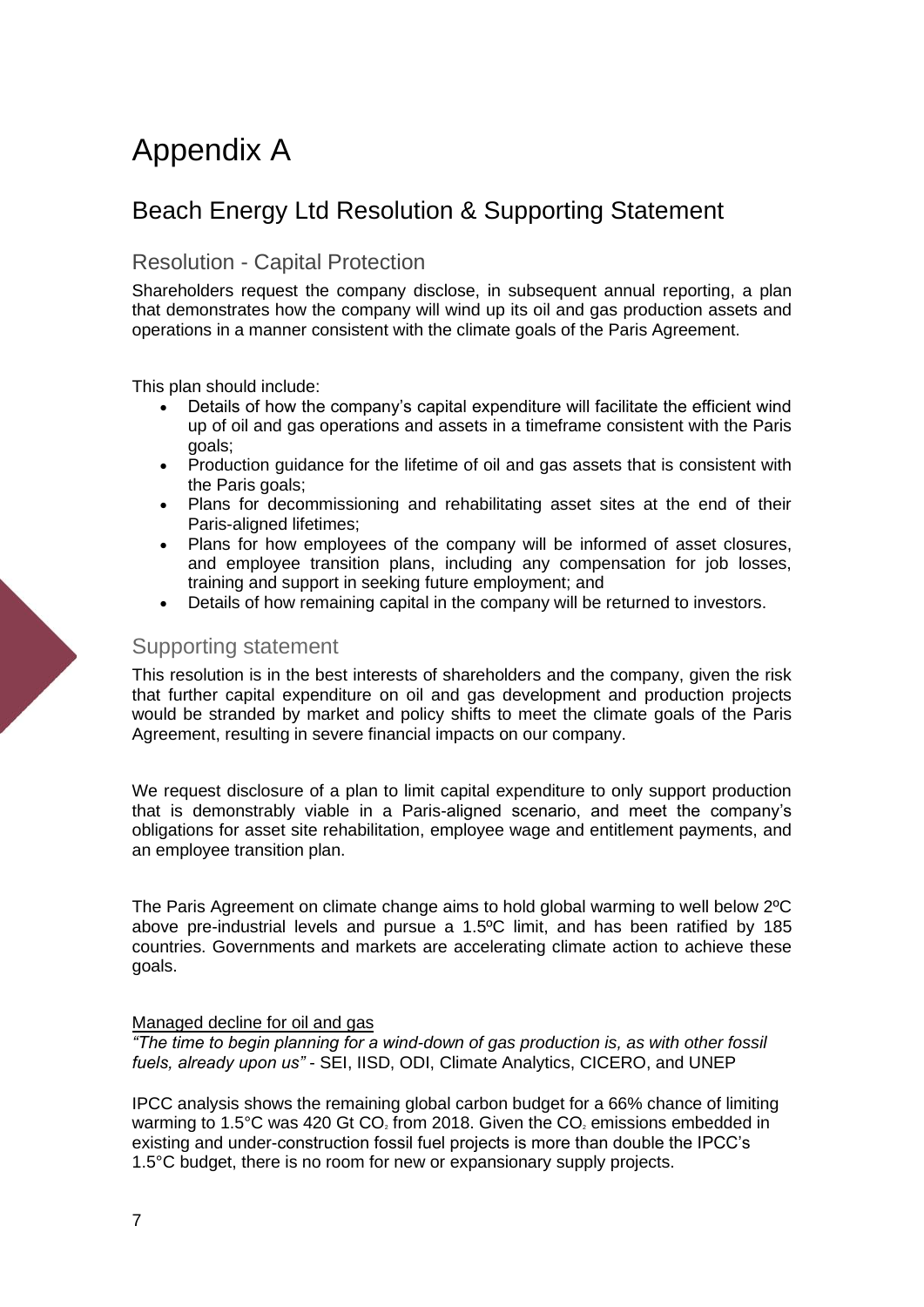# Appendix A

## Beach Energy Ltd Resolution & Supporting Statement

### Resolution - Capital Protection

Shareholders request the company disclose, in subsequent annual reporting, a plan that demonstrates how the company will wind up its oil and gas production assets and operations in a manner consistent with the climate goals of the Paris Agreement.

This plan should include:

- Details of how the company's capital expenditure will facilitate the efficient wind up of oil and gas operations and assets in a timeframe consistent with the Paris goals;
- Production guidance for the lifetime of oil and gas assets that is consistent with the Paris goals;
- Plans for decommissioning and rehabilitating asset sites at the end of their Paris-aligned lifetimes;
- Plans for how employees of the company will be informed of asset closures, and employee transition plans, including any compensation for job losses, training and support in seeking future employment; and
- Details of how remaining capital in the company will be returned to investors.

### Supporting statement

This resolution is in the best interests of shareholders and the company, given the risk that further capital expenditure on oil and gas development and production projects would be stranded by market and policy shifts to meet the climate goals of the Paris Agreement, resulting in severe financial impacts on our company.

We request disclosure of a plan to limit capital expenditure to only support production that is demonstrably viable in a Paris-aligned scenario, and meet the company's obligations for asset site rehabilitation, employee wage and entitlement payments, and an employee transition plan.

The Paris Agreement on climate change aims to hold global warming to well below 2ºC above pre-industrial levels and pursue a 1.5ºC limit, and has been ratified by 185 countries. Governments and markets are accelerating climate action to achieve these goals.

Managed decline for oil and gas

*"The time to begin planning for a wind-down of gas production is, as with other fossil fuels, already upon us"* - SEI, IISD, ODI, Climate Analytics, CICERO, and UNEP

IPCC analysis shows the remaining global carbon budget for a 66% chance of limiting warming to 1.5°C was 420 Gt $CO_2$ from 2018. Given the $CO_2$ emissions embedded in existing and under-construction fossil fuel projects is more than double the IPCC's 1.5°C budget, there is no room for new or expansionary supply projects.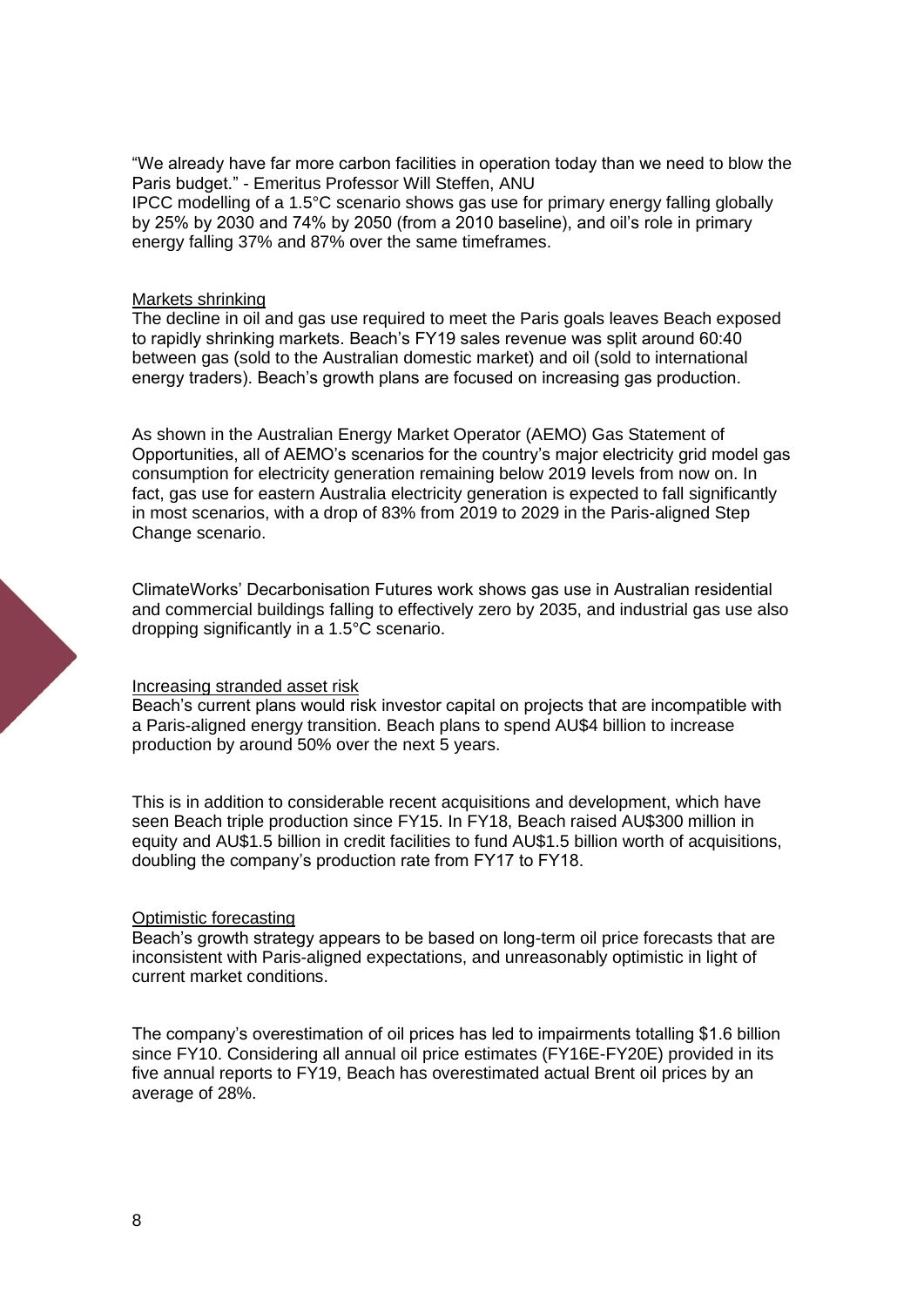"We already have far more carbon facilities in operation today than we need to blow the Paris budget." - Emeritus Professor Will Steffen, ANU
IPCC modelling of a 1.5°C scenario shows gas use for primary energy falling globally by 25% by 2030 and 74% by 2050 (from a 2010 baseline), and oil's role in primary energy falling 37% and 87% over the same timeframes.

<u>Markets shrinking</u>
The decline in oil and gas use required to meet the Paris goals leaves Beach exposed to rapidly shrinking markets. Beach's FY19 sales revenue was split around 60:40 between gas (sold to the Australian domestic market) and oil (sold to international energy traders). Beach's growth plans are focused on increasing gas production.

As shown in the Australian Energy Market Operator (AEMO) Gas Statement of Opportunities, all of AEMO's scenarios for the country's major electricity grid model gas consumption for electricity generation remaining below 2019 levels from now on. In fact, gas use for eastern Australia electricity generation is expected to fall significantly in most scenarios, with a drop of 83% from 2019 to 2029 in the Paris-aligned Step Change scenario.

ClimateWorks' Decarbonisation Futures work shows gas use in Australian residential and commercial buildings falling to effectively zero by 2035, and industrial gas use also dropping significantly in a 1.5°C scenario.

<u>Increasing stranded asset risk</u>
Beach's current plans would risk investor capital on projects that are incompatible with a Paris-aligned energy transition. Beach plans to spend AU$4 billion to increase production by around 50% over the next 5 years.

This is in addition to considerable recent acquisitions and development, which have seen Beach triple production since FY15. In FY18, Beach raised AU$300 million in equity and AU$1.5 billion in credit facilities to fund AU$1.5 billion worth of acquisitions, doubling the company's production rate from FY17 to FY18.

<u>Optimistic forecasting</u>
Beach's growth strategy appears to be based on long-term oil price forecasts that are inconsistent with Paris-aligned expectations, and unreasonably optimistic in light of current market conditions.

The company's overestimation of oil prices has led to impairments totalling $1.6 billion since FY10. Considering all annual oil price estimates (FY16E-FY20E) provided in its five annual reports to FY19, Beach has overestimated actual Brent oil prices by an average of 28%.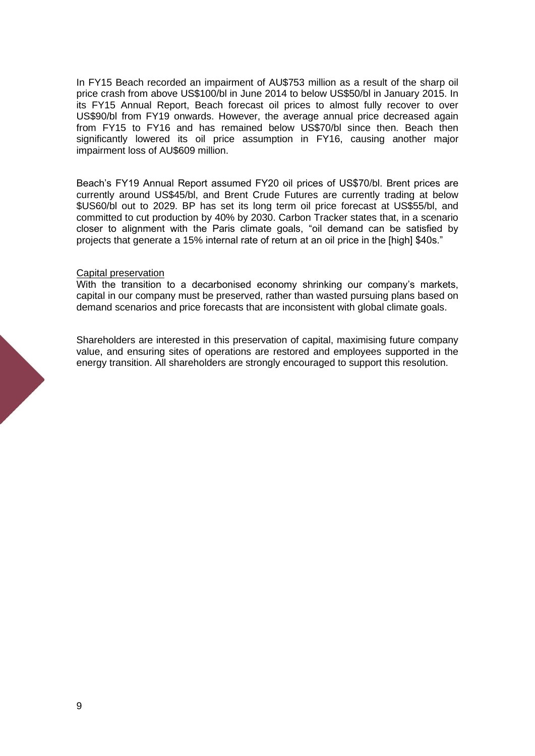In FY15 Beach recorded an impairment of AU$753 million as a result of the sharp oil price crash from above US$100/bl in June 2014 to below US$50/bl in January 2015. In its FY15 Annual Report, Beach forecast oil prices to almost fully recover to over US$90/bl from FY19 onwards. However, the average annual price decreased again from FY15 to FY16 and has remained below US$70/bl since then. Beach then significantly lowered its oil price assumption in FY16, causing another major impairment loss of AU$609 million.

Beach's FY19 Annual Report assumed FY20 oil prices of US$70/bl. Brent prices are currently around US$45/bl, and Brent Crude Futures are currently trading at below $US60/bl out to 2029. BP has set its long term oil price forecast at US$55/bl, and committed to cut production by 40% by 2030. Carbon Tracker states that, in a scenario closer to alignment with the Paris climate goals, "oil demand can be satisfied by projects that generate a 15% internal rate of return at an oil price in the [high] $40s."

<u>Capital preservation</u>

With the transition to a decarbonised economy shrinking our company's markets, capital in our company must be preserved, rather than wasted pursuing plans based on demand scenarios and price forecasts that are inconsistent with global climate goals.

Shareholders are interested in this preservation of capital, maximising future company value, and ensuring sites of operations are restored and employees supported in the energy transition. All shareholders are strongly encouraged to support this resolution.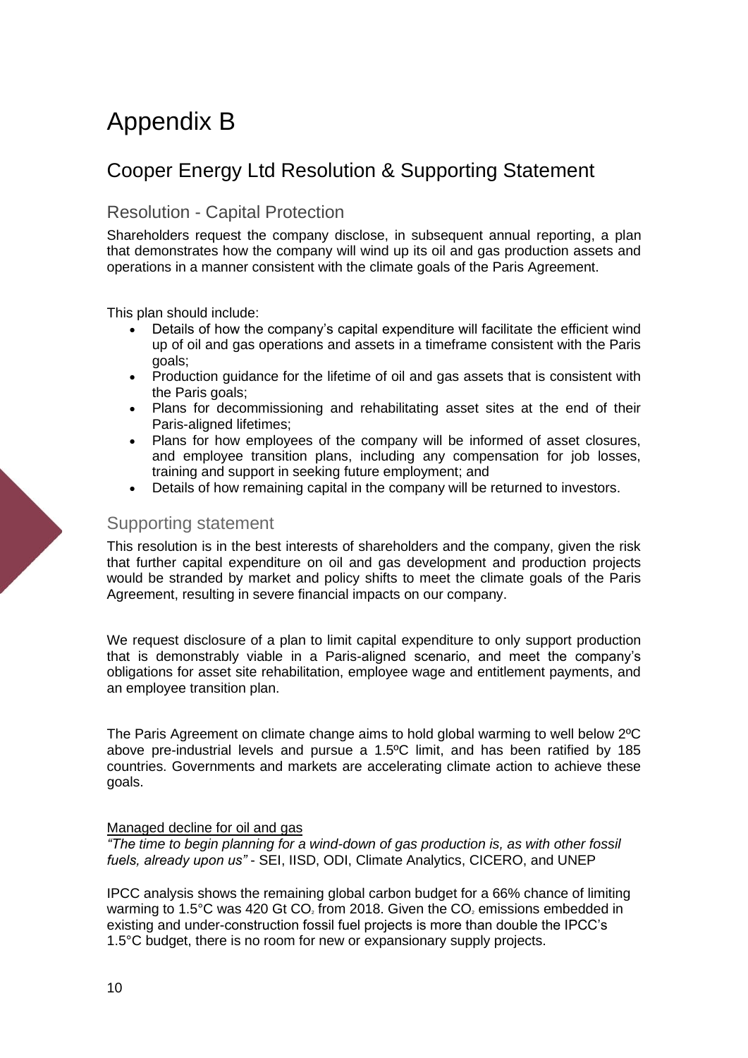# Appendix B

## Cooper Energy Ltd Resolution & Supporting Statement

### Resolution - Capital Protection

Shareholders request the company disclose, in subsequent annual reporting, a plan that demonstrates how the company will wind up its oil and gas production assets and operations in a manner consistent with the climate goals of the Paris Agreement.

This plan should include:

- Details of how the company's capital expenditure will facilitate the efficient wind up of oil and gas operations and assets in a timeframe consistent with the Paris goals;
- Production guidance for the lifetime of oil and gas assets that is consistent with the Paris goals;
- Plans for decommissioning and rehabilitating asset sites at the end of their Paris-aligned lifetimes;
- Plans for how employees of the company will be informed of asset closures, and employee transition plans, including any compensation for job losses, training and support in seeking future employment; and
- Details of how remaining capital in the company will be returned to investors.

### Supporting statement

This resolution is in the best interests of shareholders and the company, given the risk that further capital expenditure on oil and gas development and production projects would be stranded by market and policy shifts to meet the climate goals of the Paris Agreement, resulting in severe financial impacts on our company.

We request disclosure of a plan to limit capital expenditure to only support production that is demonstrably viable in a Paris-aligned scenario, and meet the company's obligations for asset site rehabilitation, employee wage and entitlement payments, and an employee transition plan.

The Paris Agreement on climate change aims to hold global warming to well below 2ºC above pre-industrial levels and pursue a 1.5ºC limit, and has been ratified by 185 countries. Governments and markets are accelerating climate action to achieve these goals.

Managed decline for oil and gas

*"The time to begin planning for a wind-down of gas production is, as with other fossil fuels, already upon us"* - SEI, IISD, ODI, Climate Analytics, CICERO, and UNEP

IPCC analysis shows the remaining global carbon budget for a 66% chance of limiting warming to 1.5°C was 420 Gt $CO_2$ from 2018. Given the $CO_2$ emissions embedded in existing and under-construction fossil fuel projects is more than double the IPCC's 1.5°C budget, there is no room for new or expansionary supply projects.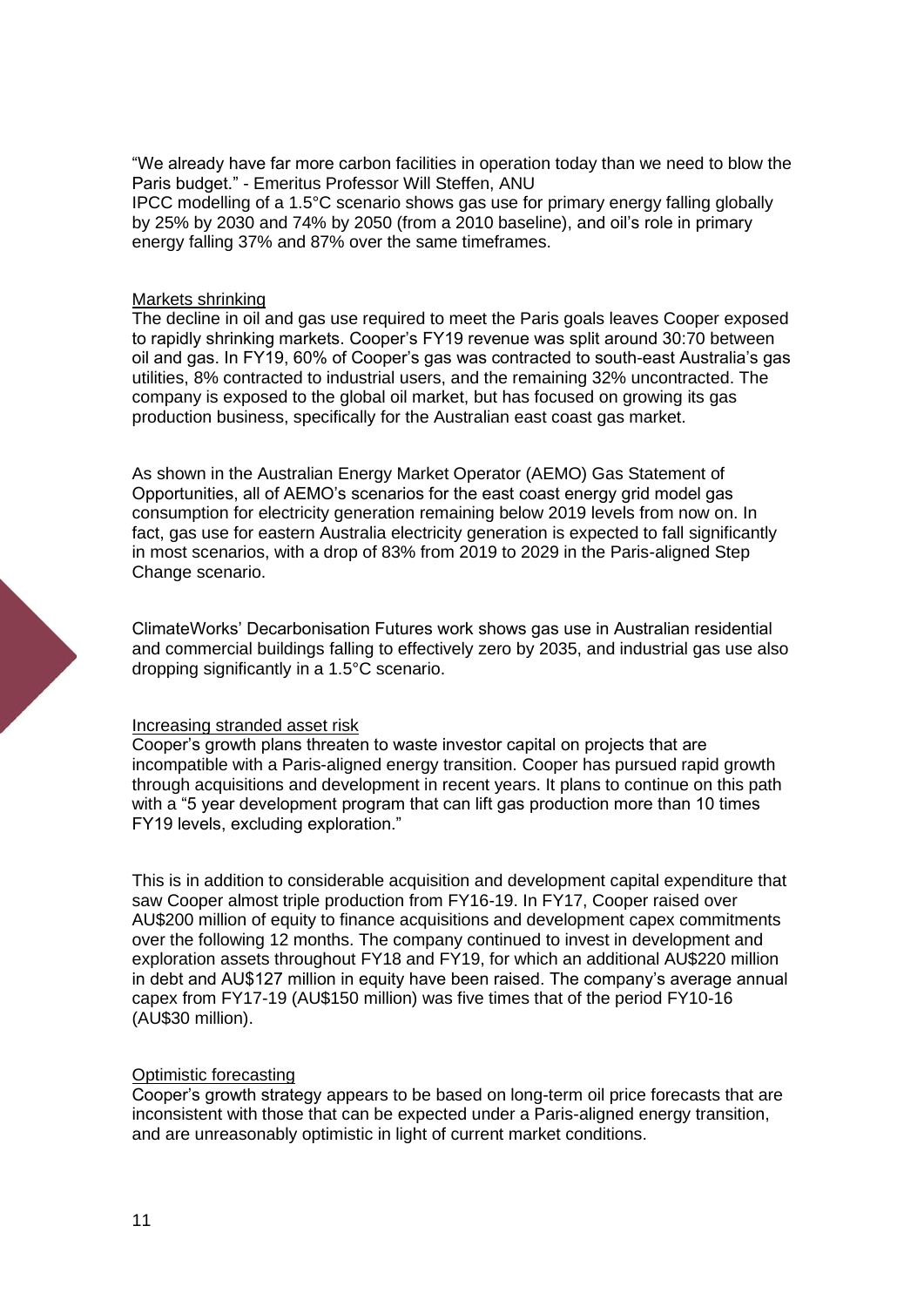"We already have far more carbon facilities in operation today than we need to blow the Paris budget." - Emeritus Professor Will Steffen, ANU

IPCC modelling of a 1.5°C scenario shows gas use for primary energy falling globally by 25% by 2030 and 74% by 2050 (from a 2010 baseline), and oil's role in primary energy falling 37% and 87% over the same timeframes.

### Markets shrinking

The decline in oil and gas use required to meet the Paris goals leaves Cooper exposed to rapidly shrinking markets. Cooper's FY19 revenue was split around 30:70 between oil and gas. In FY19, 60% of Cooper's gas was contracted to south-east Australia's gas utilities, 8% contracted to industrial users, and the remaining 32% uncontracted. The company is exposed to the global oil market, but has focused on growing its gas production business, specifically for the Australian east coast gas market.

As shown in the Australian Energy Market Operator (AEMO) Gas Statement of Opportunities, all of AEMO's scenarios for the east coast energy grid model gas consumption for electricity generation remaining below 2019 levels from now on. In fact, gas use for eastern Australia electricity generation is expected to fall significantly in most scenarios, with a drop of 83% from 2019 to 2029 in the Paris-aligned Step Change scenario.

ClimateWorks' Decarbonisation Futures work shows gas use in Australian residential and commercial buildings falling to effectively zero by 2035, and industrial gas use also dropping significantly in a 1.5°C scenario.

### Increasing stranded asset risk

Cooper's growth plans threaten to waste investor capital on projects that are incompatible with a Paris-aligned energy transition. Cooper has pursued rapid growth through acquisitions and development in recent years. It plans to continue on this path with a "5 year development program that can lift gas production more than 10 times FY19 levels, excluding exploration."

This is in addition to considerable acquisition and development capital expenditure that saw Cooper almost triple production from FY16-19. In FY17, Cooper raised over AU$200 million of equity to finance acquisitions and development capex commitments over the following 12 months. The company continued to invest in development and exploration assets throughout FY18 and FY19, for which an additional AU$220 million in debt and AU$127 million in equity have been raised. The company's average annual capex from FY17-19 (AU$150 million) was five times that of the period FY10-16 (AU$30 million).

### Optimistic forecasting

Cooper's growth strategy appears to be based on long-term oil price forecasts that are inconsistent with those that can be expected under a Paris-aligned energy transition, and are unreasonably optimistic in light of current market conditions.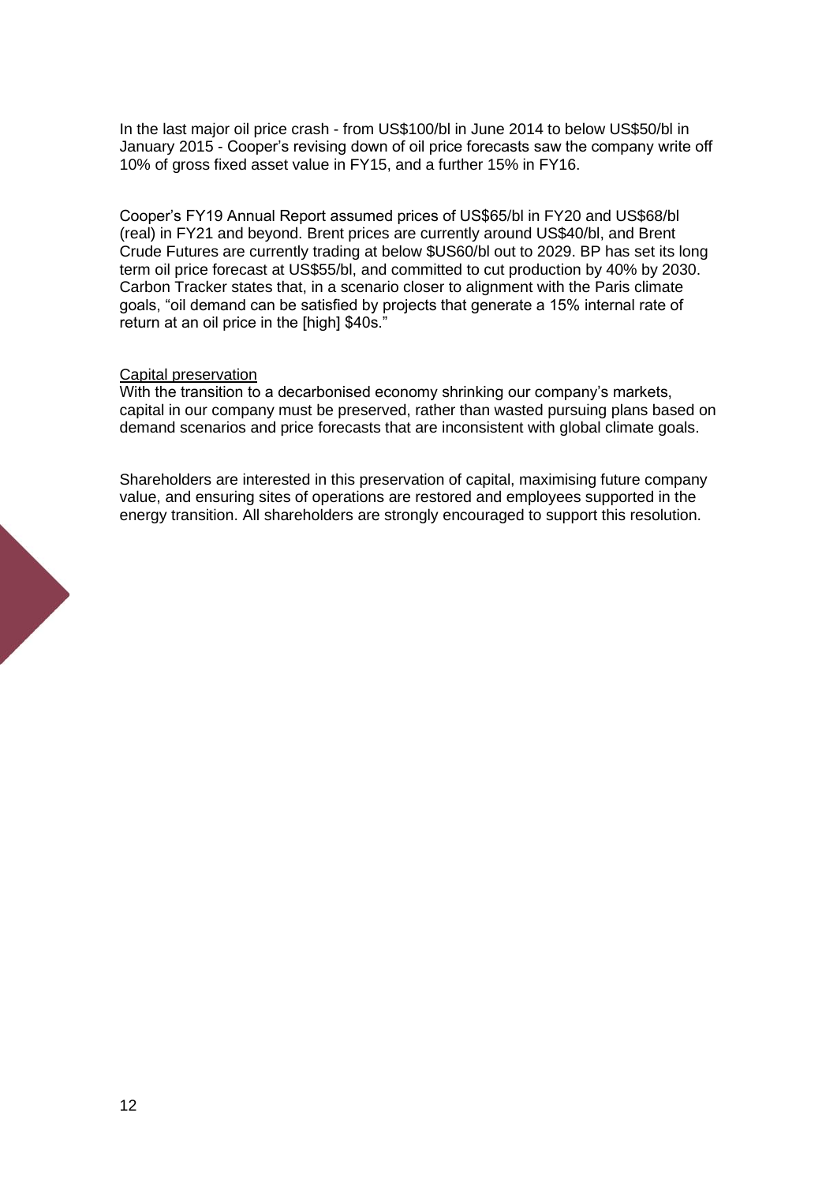In the last major oil price crash - from US$100/bl in June 2014 to below US$50/bl in January 2015 - Cooper's revising down of oil price forecasts saw the company write off 10% of gross fixed asset value in FY15, and a further 15% in FY16.

Cooper's FY19 Annual Report assumed prices of US$65/bl in FY20 and US$68/bl (real) in FY21 and beyond. Brent prices are currently around US$40/bl, and Brent Crude Futures are currently trading at below $US60/bl out to 2029. BP has set its long term oil price forecast at US$55/bl, and committed to cut production by 40% by 2030. Carbon Tracker states that, in a scenario closer to alignment with the Paris climate goals, "oil demand can be satisfied by projects that generate a 15% internal rate of return at an oil price in the [high] $40s."

<u>Capital preservation</u>

With the transition to a decarbonised economy shrinking our company's markets, capital in our company must be preserved, rather than wasted pursuing plans based on demand scenarios and price forecasts that are inconsistent with global climate goals.

Shareholders are interested in this preservation of capital, maximising future company value, and ensuring sites of operations are restored and employees supported in the energy transition. All shareholders are strongly encouraged to support this resolution.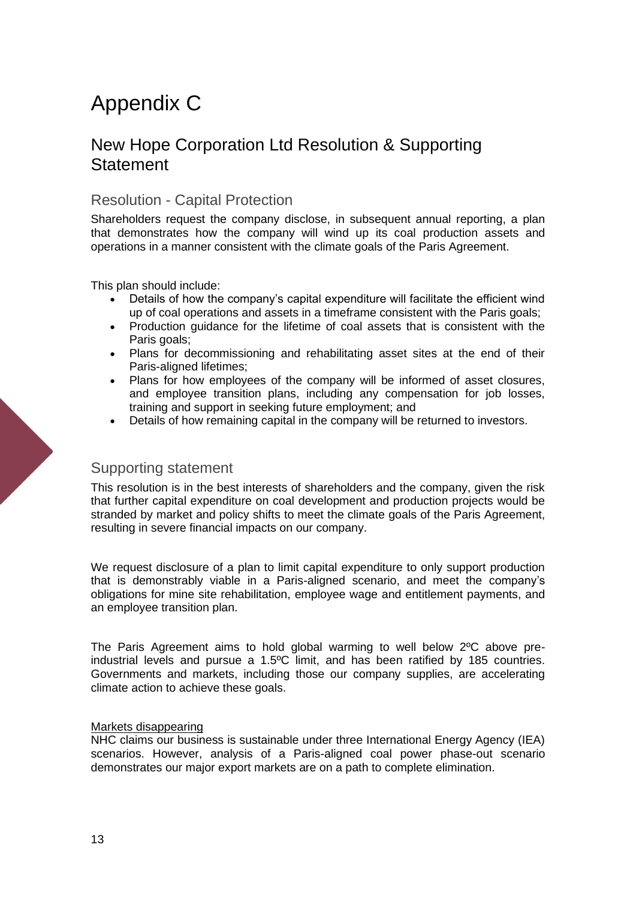# Appendix C

## New Hope Corporation Ltd Resolution & Supporting Statement

### Resolution - Capital Protection

Shareholders request the company disclose, in subsequent annual reporting, a plan that demonstrates how the company will wind up its coal production assets and operations in a manner consistent with the climate goals of the Paris Agreement.

This plan should include:

- Details of how the company's capital expenditure will facilitate the efficient wind up of coal operations and assets in a timeframe consistent with the Paris goals;
- Production guidance for the lifetime of coal assets that is consistent with the Paris goals;
- Plans for decommissioning and rehabilitating asset sites at the end of their Paris-aligned lifetimes;
- Plans for how employees of the company will be informed of asset closures, and employee transition plans, including any compensation for job losses, training and support in seeking future employment; and
- Details of how remaining capital in the company will be returned to investors.

### Supporting statement

This resolution is in the best interests of shareholders and the company, given the risk that further capital expenditure on coal development and production projects would be stranded by market and policy shifts to meet the climate goals of the Paris Agreement, resulting in severe financial impacts on our company.

We request disclosure of a plan to limit capital expenditure to only support production that is demonstrably viable in a Paris-aligned scenario, and meet the company's obligations for mine site rehabilitation, employee wage and entitlement payments, and an employee transition plan.

The Paris Agreement aims to hold global warming to well below 2ºC above pre-industrial levels and pursue a 1.5ºC limit, and has been ratified by 185 countries. Governments and markets, including those our company supplies, are accelerating climate action to achieve these goals.

<u>Markets disappearing</u>
NHC claims our business is sustainable under three International Energy Agency (IEA) scenarios. However, analysis of a Paris-aligned coal power phase-out scenario demonstrates our major export markets are on a path to complete elimination.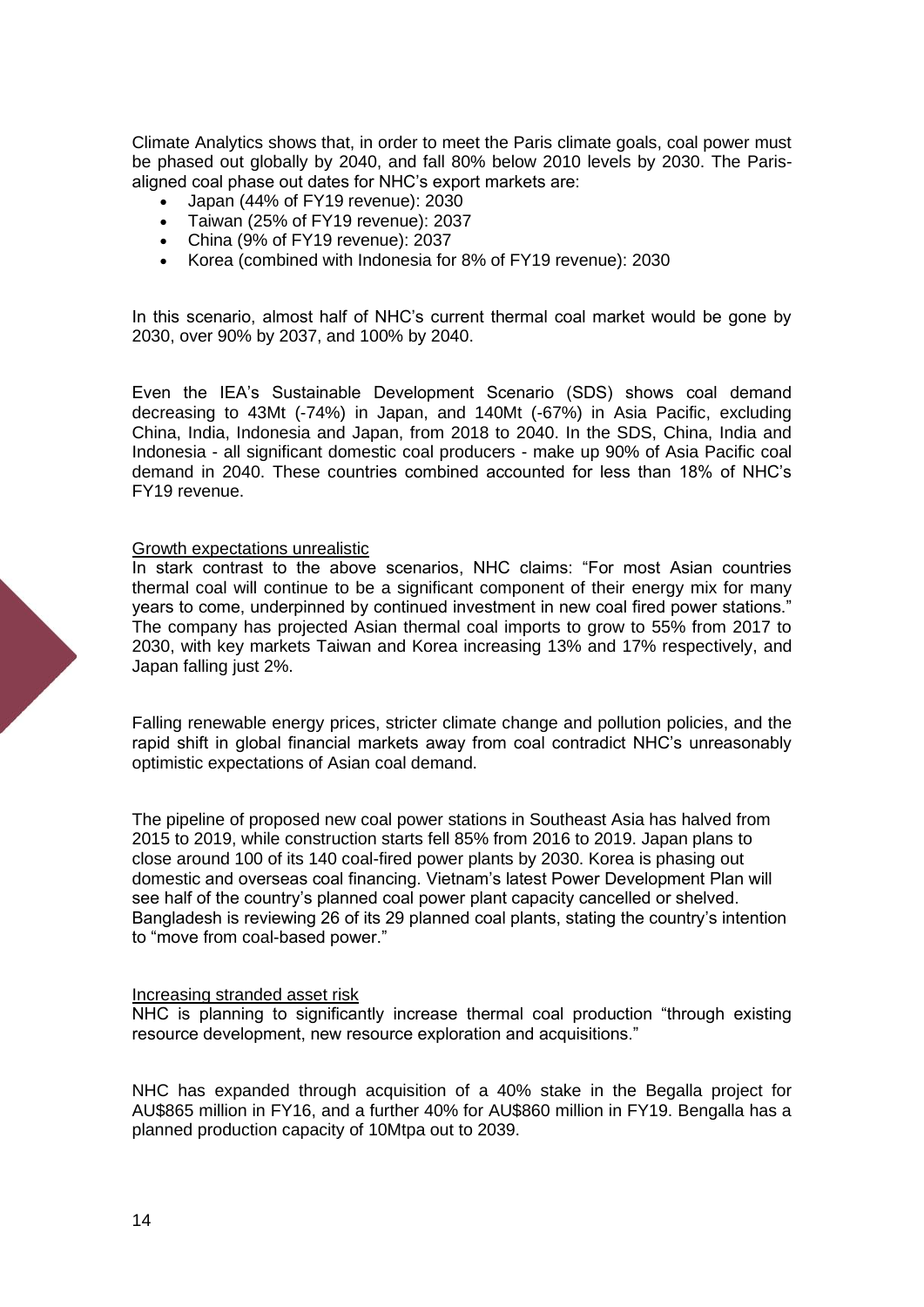Climate Analytics shows that, in order to meet the Paris climate goals, coal power must be phased out globally by 2040, and fall 80% below 2010 levels by 2030. The Paris-aligned coal phase out dates for NHC's export markets are:

- Japan (44% of FY19 revenue): 2030
- Taiwan (25% of FY19 revenue): 2037
- China (9% of FY19 revenue): 2037
- Korea (combined with Indonesia for 8% of FY19 revenue): 2030

In this scenario, almost half of NHC's current thermal coal market would be gone by 2030, over 90% by 2037, and 100% by 2040.

Even the IEA's Sustainable Development Scenario (SDS) shows coal demand decreasing to 43Mt (-74%) in Japan, and 140Mt (-67%) in Asia Pacific, excluding China, India, Indonesia and Japan, from 2018 to 2040. In the SDS, China, India and Indonesia - all significant domestic coal producers - make up 90% of Asia Pacific coal demand in 2040. These countries combined accounted for less than 18% of NHC's FY19 revenue.

Growth expectations unrealistic

In stark contrast to the above scenarios, NHC claims: "For most Asian countries thermal coal will continue to be a significant component of their energy mix for many years to come, underpinned by continued investment in new coal fired power stations." The company has projected Asian thermal coal imports to grow to 55% from 2017 to 2030, with key markets Taiwan and Korea increasing 13% and 17% respectively, and Japan falling just 2%.

Falling renewable energy prices, stricter climate change and pollution policies, and the rapid shift in global financial markets away from coal contradict NHC's unreasonably optimistic expectations of Asian coal demand.

The pipeline of proposed new coal power stations in Southeast Asia has halved from 2015 to 2019, while construction starts fell 85% from 2016 to 2019. Japan plans to close around 100 of its 140 coal-fired power plants by 2030. Korea is phasing out domestic and overseas coal financing. Vietnam's latest Power Development Plan will see half of the country's planned coal power plant capacity cancelled or shelved. Bangladesh is reviewing 26 of its 29 planned coal plants, stating the country's intention to "move from coal-based power."

Increasing stranded asset risk

NHC is planning to significantly increase thermal coal production "through existing resource development, new resource exploration and acquisitions."

NHC has expanded through acquisition of a 40% stake in the Begalla project for AU$865 million in FY16, and a further 40% for AU$860 million in FY19. Bengalla has a planned production capacity of 10Mtpa out to 2039.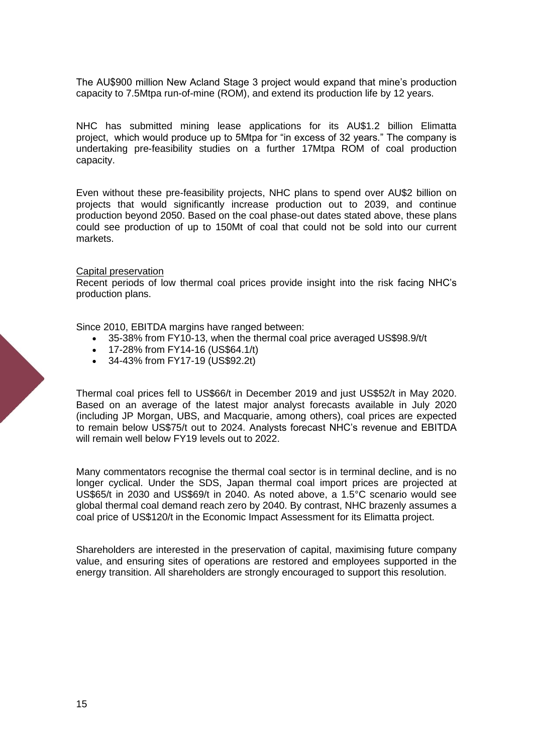The AU$900 million New Acland Stage 3 project would expand that mine's production capacity to 7.5Mtpa run-of-mine (ROM), and extend its production life by 12 years.

NHC has submitted mining lease applications for its AU$1.2 billion Elimatta project, which would produce up to 5Mtpa for "in excess of 32 years." The company is undertaking pre-feasibility studies on a further 17Mtpa ROM of coal production capacity.

Even without these pre-feasibility projects, NHC plans to spend over AU$2 billion on projects that would significantly increase production out to 2039, and continue production beyond 2050. Based on the coal phase-out dates stated above, these plans could see production of up to 150Mt of coal that could not be sold into our current markets.

<u>Capital preservation</u>

Recent periods of low thermal coal prices provide insight into the risk facing NHC's production plans.

Since 2010, EBITDA margins have ranged between:

- 35-38% from FY10-13, when the thermal coal price averaged US$98.9/t/t
- 17-28% from FY14-16 (US$64.1/t)
- 34-43% from FY17-19 (US$92.2t)

Thermal coal prices fell to US$66/t in December 2019 and just US$52/t in May 2020. Based on an average of the latest major analyst forecasts available in July 2020 (including JP Morgan, UBS, and Macquarie, among others), coal prices are expected to remain below US$75/t out to 2024. Analysts forecast NHC's revenue and EBITDA will remain well below FY19 levels out to 2022.

Many commentators recognise the thermal coal sector is in terminal decline, and is no longer cyclical. Under the SDS, Japan thermal coal import prices are projected at US$65/t in 2030 and US$69/t in 2040. As noted above, a 1.5°C scenario would see global thermal coal demand reach zero by 2040. By contrast, NHC brazenly assumes a coal price of US$120/t in the Economic Impact Assessment for its Elimatta project.

Shareholders are interested in the preservation of capital, maximising future company value, and ensuring sites of operations are restored and employees supported in the energy transition. All shareholders are strongly encouraged to support this resolution.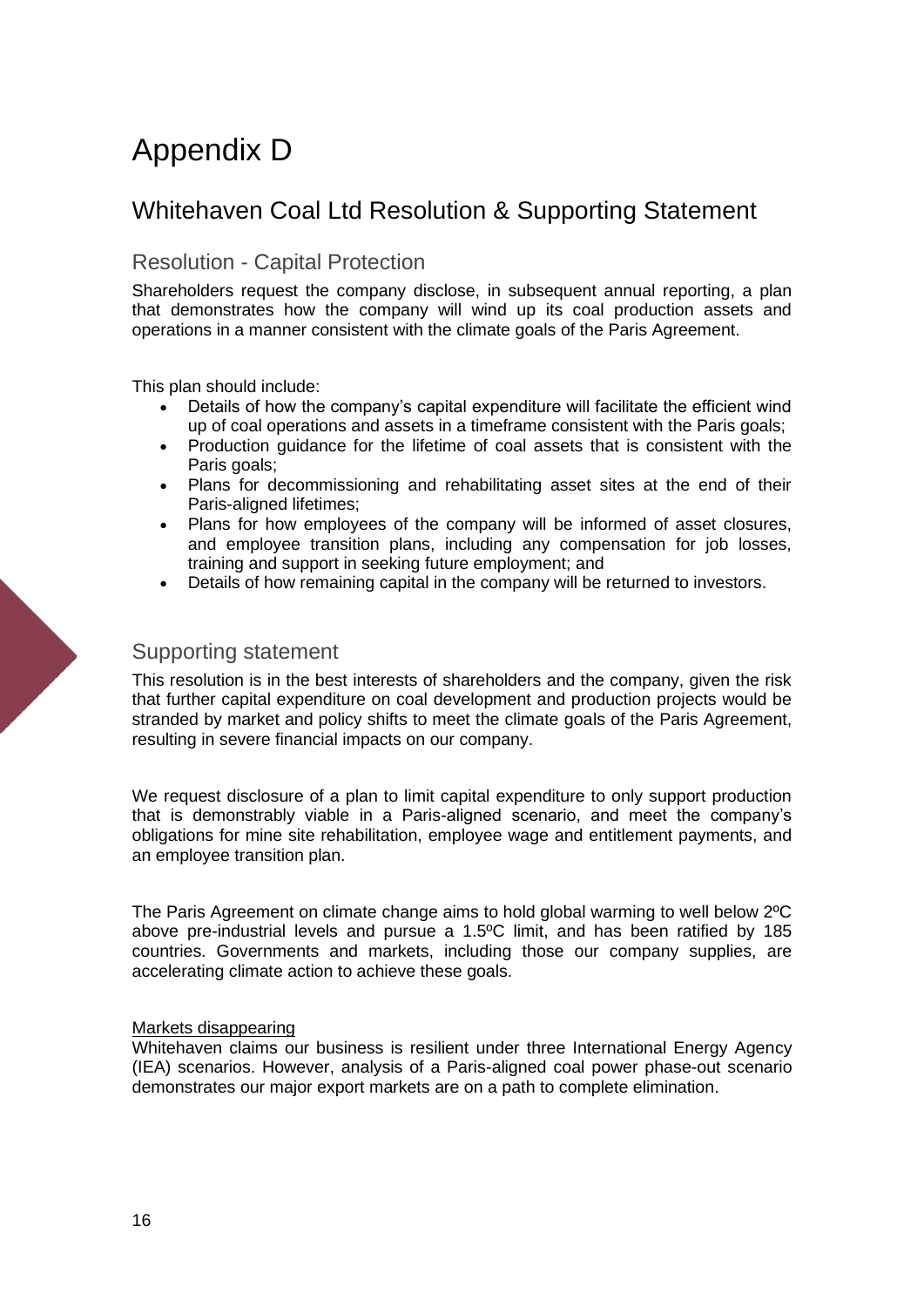# Appendix D

## Whitehaven Coal Ltd Resolution & Supporting Statement

### Resolution - Capital Protection

Shareholders request the company disclose, in subsequent annual reporting, a plan that demonstrates how the company will wind up its coal production assets and operations in a manner consistent with the climate goals of the Paris Agreement.

This plan should include:

- Details of how the company's capital expenditure will facilitate the efficient wind up of coal operations and assets in a timeframe consistent with the Paris goals;
- Production guidance for the lifetime of coal assets that is consistent with the Paris goals;
- Plans for decommissioning and rehabilitating asset sites at the end of their Paris-aligned lifetimes;
- Plans for how employees of the company will be informed of asset closures, and employee transition plans, including any compensation for job losses, training and support in seeking future employment; and
- Details of how remaining capital in the company will be returned to investors.

### Supporting statement

This resolution is in the best interests of shareholders and the company, given the risk that further capital expenditure on coal development and production projects would be stranded by market and policy shifts to meet the climate goals of the Paris Agreement, resulting in severe financial impacts on our company.

We request disclosure of a plan to limit capital expenditure to only support production that is demonstrably viable in a Paris-aligned scenario, and meet the company's obligations for mine site rehabilitation, employee wage and entitlement payments, and an employee transition plan.

The Paris Agreement on climate change aims to hold global warming to well below 2ºC above pre-industrial levels and pursue a 1.5ºC limit, and has been ratified by 185 countries. Governments and markets, including those our company supplies, are accelerating climate action to achieve these goals.

Markets disappearing

Whitehaven claims our business is resilient under three International Energy Agency (IEA) scenarios. However, analysis of a Paris-aligned coal power phase-out scenario demonstrates our major export markets are on a path to complete elimination.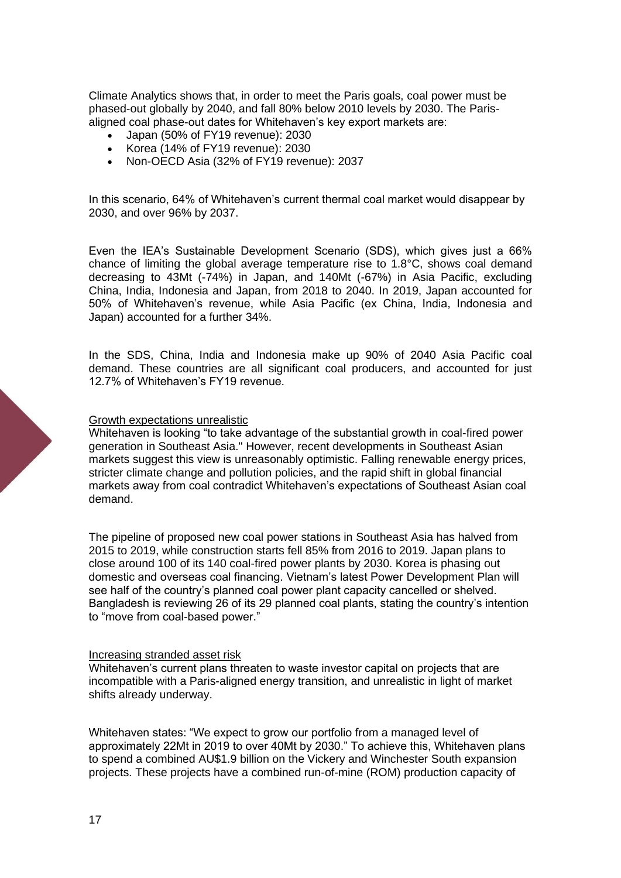Climate Analytics shows that, in order to meet the Paris goals, coal power must be phased-out globally by 2040, and fall 80% below 2010 levels by 2030. The Paris-aligned coal phase-out dates for Whitehaven's key export markets are:

- Japan (50% of FY19 revenue): 2030
- Korea (14% of FY19 revenue): 2030
- Non-OECD Asia (32% of FY19 revenue): 2037

In this scenario, 64% of Whitehaven's current thermal coal market would disappear by 2030, and over 96% by 2037.

Even the IEA's Sustainable Development Scenario (SDS), which gives just a 66% chance of limiting the global average temperature rise to 1.8°C, shows coal demand decreasing to 43Mt (-74%) in Japan, and 140Mt (-67%) in Asia Pacific, excluding China, India, Indonesia and Japan, from 2018 to 2040. In 2019, Japan accounted for 50% of Whitehaven's revenue, while Asia Pacific (ex China, India, Indonesia and Japan) accounted for a further 34%.

In the SDS, China, India and Indonesia make up 90% of 2040 Asia Pacific coal demand. These countries are all significant coal producers, and accounted for just 12.7% of Whitehaven's FY19 revenue.

<u>Growth expectations unrealistic</u>

Whitehaven is looking "to take advantage of the substantial growth in coal-fired power generation in Southeast Asia." However, recent developments in Southeast Asian markets suggest this view is unreasonably optimistic. Falling renewable energy prices, stricter climate change and pollution policies, and the rapid shift in global financial markets away from coal contradict Whitehaven's expectations of Southeast Asian coal demand.

The pipeline of proposed new coal power stations in Southeast Asia has halved from 2015 to 2019, while construction starts fell 85% from 2016 to 2019. Japan plans to close around 100 of its 140 coal-fired power plants by 2030. Korea is phasing out domestic and overseas coal financing. Vietnam's latest Power Development Plan will see half of the country's planned coal power plant capacity cancelled or shelved. Bangladesh is reviewing 26 of its 29 planned coal plants, stating the country's intention to "move from coal-based power."

<u>Increasing stranded asset risk</u>

Whitehaven's current plans threaten to waste investor capital on projects that are incompatible with a Paris-aligned energy transition, and unrealistic in light of market shifts already underway.

Whitehaven states: "We expect to grow our portfolio from a managed level of approximately 22Mt in 2019 to over 40Mt by 2030." To achieve this, Whitehaven plans to spend a combined AU$1.9 billion on the Vickery and Winchester South expansion projects. These projects have a combined run-of-mine (ROM) production capacity of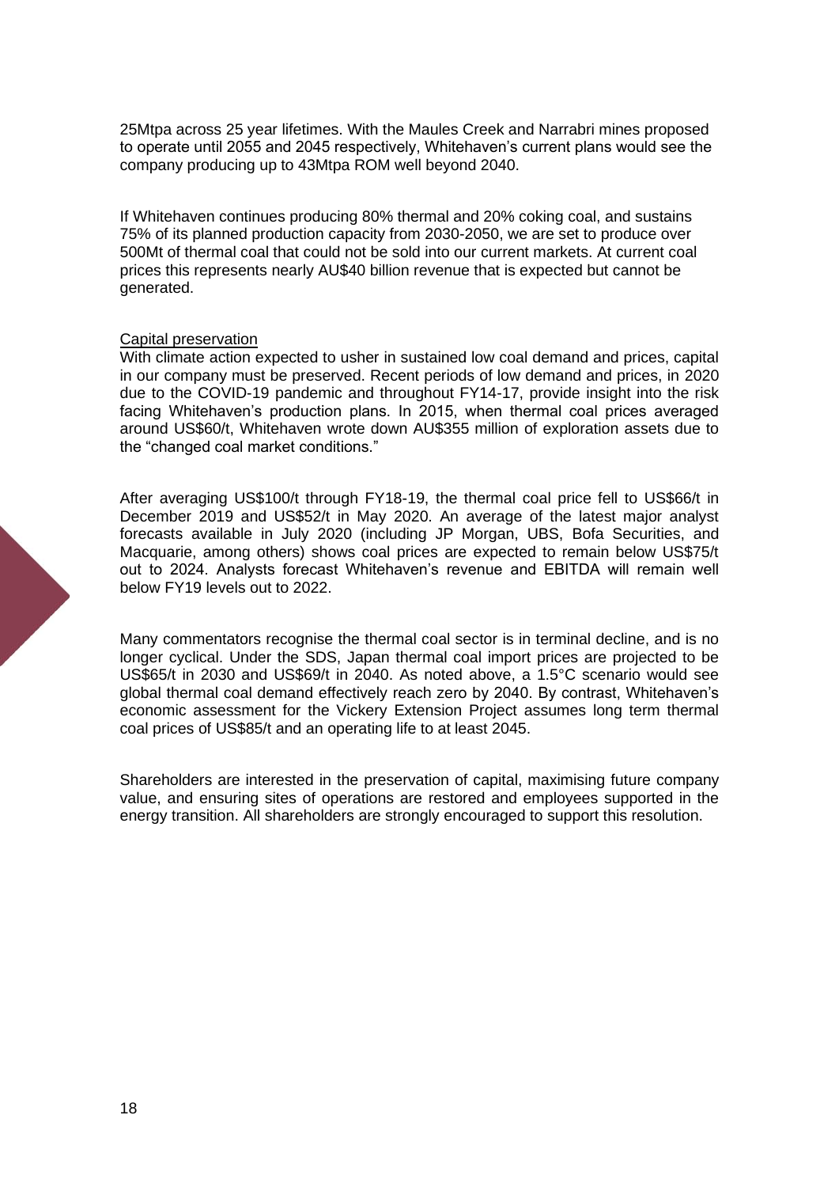25Mtpa across 25 year lifetimes. With the Maules Creek and Narrabri mines proposed to operate until 2055 and 2045 respectively, Whitehaven's current plans would see the company producing up to 43Mtpa ROM well beyond 2040.

If Whitehaven continues producing 80% thermal and 20% coking coal, and sustains 75% of its planned production capacity from 2030-2050, we are set to produce over 500Mt of thermal coal that could not be sold into our current markets. At current coal prices this represents nearly AU$40 billion revenue that is expected but cannot be generated.

<u>Capital preservation</u>

With climate action expected to usher in sustained low coal demand and prices, capital in our company must be preserved. Recent periods of low demand and prices, in 2020 due to the COVID-19 pandemic and throughout FY14-17, provide insight into the risk facing Whitehaven's production plans. In 2015, when thermal coal prices averaged around US$60/t, Whitehaven wrote down AU$355 million of exploration assets due to the "changed coal market conditions."

After averaging US$100/t through FY18-19, the thermal coal price fell to US$66/t in December 2019 and US$52/t in May 2020. An average of the latest major analyst forecasts available in July 2020 (including JP Morgan, UBS, Bofa Securities, and Macquarie, among others) shows coal prices are expected to remain below US$75/t out to 2024. Analysts forecast Whitehaven's revenue and EBITDA will remain well below FY19 levels out to 2022.

Many commentators recognise the thermal coal sector is in terminal decline, and is no longer cyclical. Under the SDS, Japan thermal coal import prices are projected to be US$65/t in 2030 and US$69/t in 2040. As noted above, a 1.5°C scenario would see global thermal coal demand effectively reach zero by 2040. By contrast, Whitehaven's economic assessment for the Vickery Extension Project assumes long term thermal coal prices of US$85/t and an operating life to at least 2045.

Shareholders are interested in the preservation of capital, maximising future company value, and ensuring sites of operations are restored and employees supported in the energy transition. All shareholders are strongly encouraged to support this resolution.